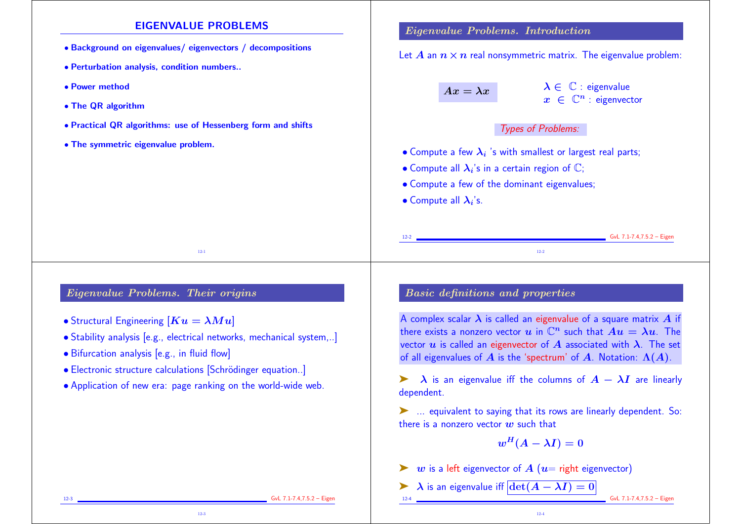# EIGENVALUE PROBLEMS

- **Background on eigenvalues/ eigenvectors / decompositions**
- **Perturbation analysis, condition numbers..**
- **Power method**
- **The QR algorithm**
- **Practical QR algorithms: use of Hessenberg form and shifts**
- **The symmetric eigenvalue problem.**

## *Eigenvalue Problems. Introduction*

Let $A$ an $n \times n$ real nonsymmetric matrix. The eigenvalue problem:

$$Ax = \lambda x$$

$\lambda \in \mathbb{C}$ : eigenvalue
$x \in \mathbb{C}^n$ : eigenvector

*Types of Problems:*

- Compute a few $\lambda_i$ 's with smallest or largest real parts;
- Compute all $\lambda_i$'s in a certain region of $\mathbb{C}$;
- Compute a few of the dominant eigenvalues;
- Compute all $\lambda_i$'s.

## *Eigenvalue Problems. Their origins*

- Structural Engineering [$Ku = \lambda Mu$]
- Stability analysis [e.g., electrical networks, mechanical system,..]
- Bifurcation analysis [e.g., in fluid flow]
- Electronic structure calculations [Schrödinger equation..]
- Application of new era: page ranking on the world-wide web.

## *Basic definitions and properties*

A complex scalar $\lambda$ is called an eigenvalue of a square matrix $A$ if there exists a nonzero vector $u$ in $\mathbb{C}^n$ such that $Au = \lambda u$. The vector $u$ is called an eigenvector of $A$ associated with $\lambda$. The set of all eigenvalues of $A$ is the 'spectrum' of $A$. Notation: $\Lambda(A)$.

➤ $\lambda$ is an eigenvalue iff the columns of $A - \lambda I$ are linearly dependent.

➤ ... equivalent to saying that its rows are linearly dependent. So: there is a nonzero vector $w$ such that

$$w^H(A - \lambda I) = 0$$

➤ $w$ is a left eigenvector of $A$ ($u$= right eigenvector)

➤ $\lambda$ is an eigenvalue iff $\boxed{\det(A - \lambda I) = 0}$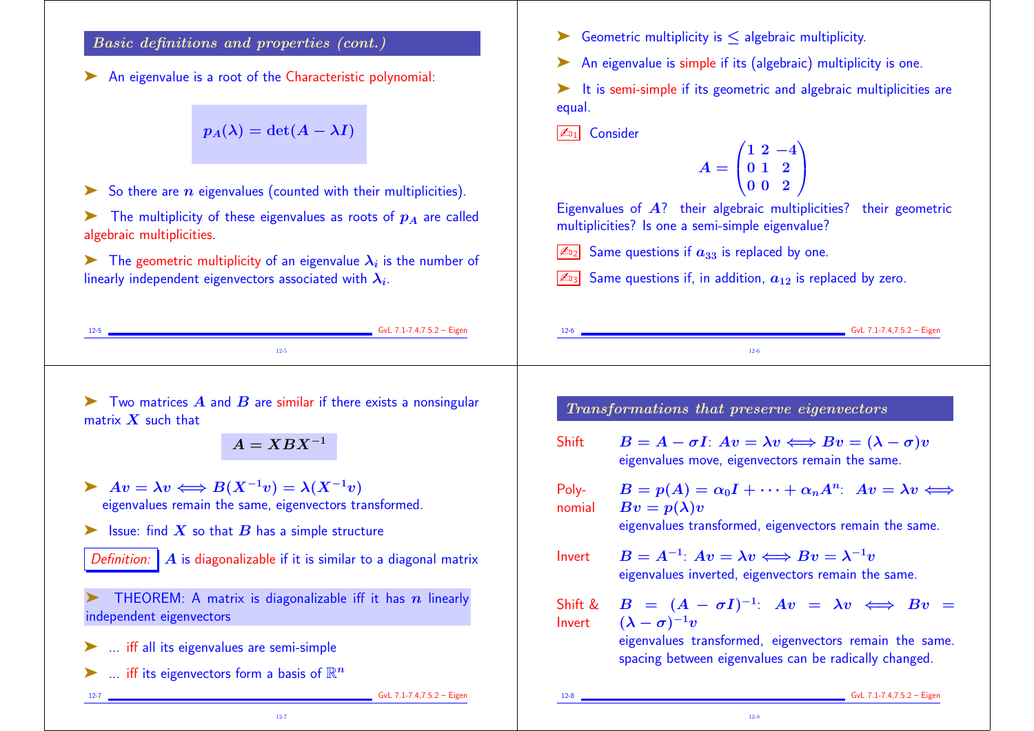## Basic definitions and properties (cont.)

- An eigenvalue is a root of the Characteristic polynomial:

$$p_A(\lambda) = \det(A - \lambda I)$$

- So there are $n$ eigenvalues (counted with their multiplicities).
- The multiplicity of these eigenvalues as roots of $p_A$ are called algebraic multiplicities.
- The geometric multiplicity of an eigenvalue $\lambda_i$ is the number of linearly independent eigenvectors associated with $\lambda_i$.

---

- Geometric multiplicity is $\leq$ algebraic multiplicity.
- An eigenvalue is simple if its (algebraic) multiplicity is one.
- It is semi-simple if its geometric and algebraic multiplicities are equal.

✍1 Consider

$$A = \begin{pmatrix} 1 & 2 & -4 \\ 0 & 1 & 2 \\ 0 & 0 & 2 \end{pmatrix}$$

Eigenvalues of $A$? their algebraic multiplicities? their geometric multiplicities? Is one a semi-simple eigenvalue?

✍2 Same questions if $a_{33}$ is replaced by one.

✍3 Same questions if, in addition, $a_{12}$ is replaced by zero.

---

- Two matrices $A$ and $B$ are similar if there exists a nonsingular matrix $X$ such that

$$A = XBX^{-1}$$

- $Av = \lambda v \iff B(X^{-1}v) = \lambda(X^{-1}v)$
  eigenvalues remain the same, eigenvectors transformed.
- Issue: find $X$ so that $B$ has a simple structure

*Definition:* $A$ is diagonalizable if it is similar to a diagonal matrix

- THEOREM: A matrix is diagonalizable iff it has $n$ linearly independent eigenvectors
- ... iff all its eigenvalues are semi-simple
- ... iff its eigenvectors form a basis of $\mathbb{R}^n$

---

## Transformations that preserve eigenvectors

**Shift** $B = A - \sigma I$: $Av = \lambda v \iff Bv = (\lambda - \sigma)v$
eigenvalues move, eigenvectors remain the same.

**Polynomial** $B = p(A) = \alpha_0 I + \cdots + \alpha_n A^n$: $Av = \lambda v \iff Bv = p(\lambda)v$
eigenvalues transformed, eigenvectors remain the same.

**Invert** $B = A^{-1}$: $Av = \lambda v \iff Bv = \lambda^{-1}v$
eigenvalues inverted, eigenvectors remain the same.

**Shift & Invert** $B = (A - \sigma I)^{-1}$: $Av = \lambda v \iff Bv = (\lambda - \sigma)^{-1}v$
eigenvalues transformed, eigenvectors remain the same. spacing between eigenvalues can be radically changed.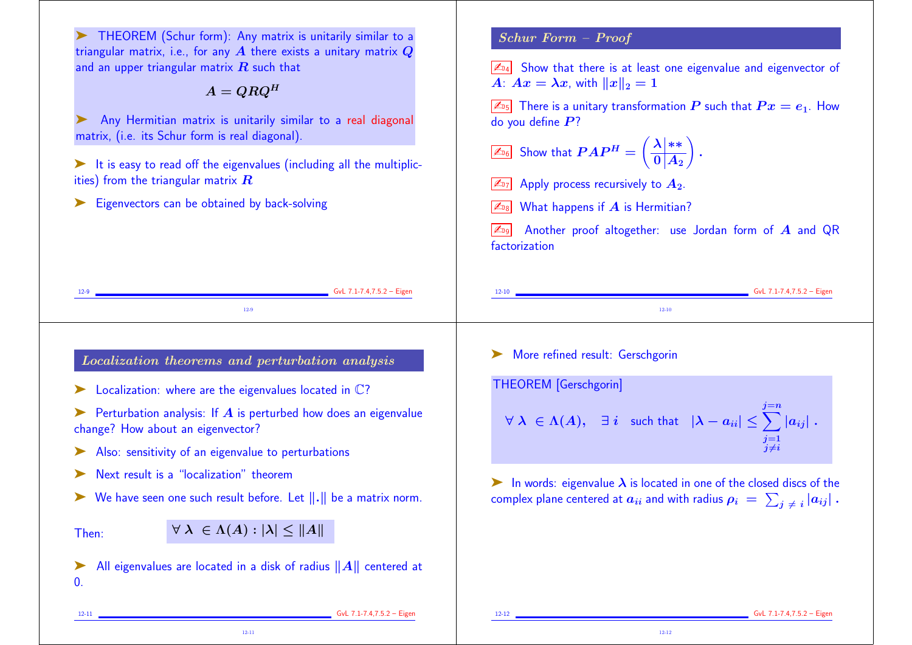➤ THEOREM (Schur form): Any matrix is unitarily similar to a triangular matrix, i.e., for any $A$ there exists a unitary matrix $Q$ and an upper triangular matrix $R$ such that

$$A = QRQ^H$$

➤ Any Hermitian matrix is unitarily similar to a real diagonal matrix, (i.e. its Schur form is real diagonal).

➤ It is easy to read off the eigenvalues (including all the multiplicities) from the triangular matrix $R$

➤ Eigenvectors can be obtained by back-solving

## *Schur Form – Proof*

D4 Show that there is at least one eigenvalue and eigenvector of $A$: $Ax = \lambda x$, with $\|x\|_2 = 1$

D5 There is a unitary transformation $P$ such that $Px = e_1$. How do you define $P$?

D6 Show that $PAP^H = \left(\begin{array}{c|c} \lambda & ** \\ \hline 0 & A_2 \end{array}\right)$.

D7 Apply process recursively to $A_2$.

D8 What happens if $A$ is Hermitian?

D9 Another proof altogether: use Jordan form of $A$ and QR factorization

## *Localization theorems and perturbation analysis*

➤ Localization: where are the eigenvalues located in $\mathbb{C}$?

➤ Perturbation analysis: If $A$ is perturbed how does an eigenvalue change? How about an eigenvector?

➤ Also: sensitivity of an eigenvalue to perturbations

➤ Next result is a "localization" theorem

➤ We have seen one such result before. Let $\|.\|$ be a matrix norm.

Then: $\quad \forall \lambda \in \Lambda(A) : |\lambda| \le \|A\|$

➤ All eigenvalues are located in a disk of radius $\|A\|$ centered at 0.

➤ More refined result: Gerschgorin

THEOREM [Gerschgorin]

$$\forall \lambda \in \Lambda(A), \quad \exists i \quad \text{such that} \quad |\lambda - a_{ii}| \le \sum_{\substack{j=1 \\ j \ne i}}^{j=n} |a_{ij}| \ .$$

➤ In words: eigenvalue $\lambda$ is located in one of the closed discs of the complex plane centered at $a_{ii}$ and with radius $\rho_i = \sum_{j \ne i} |a_{ij}|$ .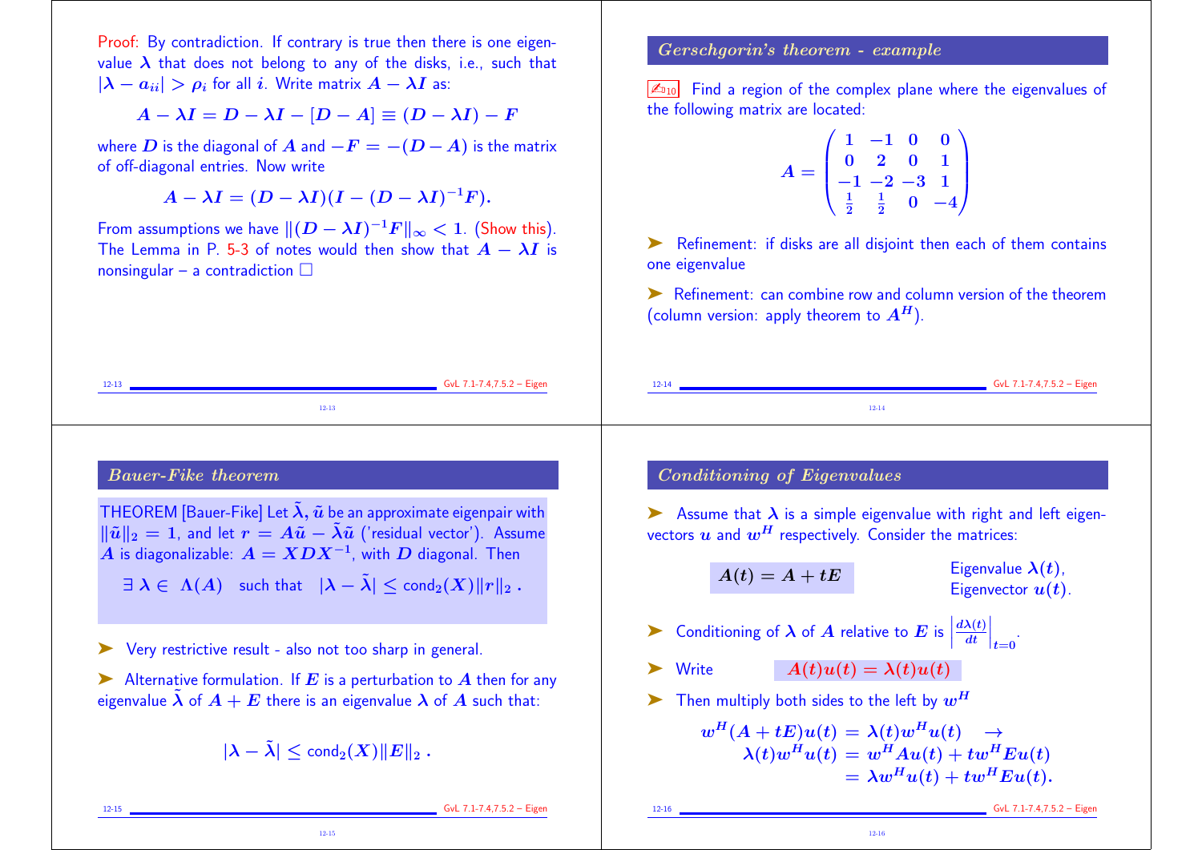Proof: By contradiction. If contrary is true then there is one eigenvalue $\lambda$ that does not belong to any of the disks, i.e., such that $|\lambda - a_{ii}| > \rho_i$ for all $i$. Write matrix $A - \lambda I$ as:

$$A - \lambda I = D - \lambda I - [D - A] \equiv (D - \lambda I) - F$$

where $D$ is the diagonal of $A$ and $-F = -(D - A)$ is the matrix of off-diagonal entries. Now write

$$A - \lambda I = (D - \lambda I)(I - (D - \lambda I)^{-1} F).$$

From assumptions we have $\|(D - \lambda I)^{-1} F\|_\infty < 1$. (Show this). The Lemma in P. 5-3 of notes would then show that $A - \lambda I$ is nonsingular – a contradiction □

## Gerschgorin's theorem - example

✍10 Find a region of the complex plane where the eigenvalues of the following matrix are located:

$$A = \begin{pmatrix} 1 & -1 & 0 & 0 \\ 0 & 2 & 0 & 1 \\ -1 & -2 & -3 & 1 \\ \frac{1}{2} & \frac{1}{2} & 0 & -4 \end{pmatrix}$$

➤ Refinement: if disks are all disjoint then each of them contains one eigenvalue

➤ Refinement: can combine row and column version of the theorem (column version: apply theorem to $A^H$).

## Bauer-Fike theorem

THEOREM [Bauer-Fike] Let $\tilde{\lambda}, \tilde{u}$ be an approximate eigenpair with $\|\tilde{u}\|_2 = 1$, and let $r = A\tilde{u} - \tilde{\lambda}\tilde{u}$ ('residual vector'). Assume $A$ is diagonalizable: $A = XDX^{-1}$, with $D$ diagonal. Then

$$\exists \, \lambda \in \Lambda(A) \quad \text{such that} \quad |\lambda - \tilde{\lambda}| \le \text{cond}_2(X)\|r\|_2 \, .$$

➤ Very restrictive result - also not too sharp in general.

➤ Alternative formulation. If $E$ is a perturbation to $A$ then for any eigenvalue $\tilde{\lambda}$ of $A + E$ there is an eigenvalue $\lambda$ of $A$ such that:

$$|\lambda - \tilde{\lambda}| \le \text{cond}_2(X)\|E\|_2 \, .$$

## Conditioning of Eigenvalues

➤ Assume that $\lambda$ is a simple eigenvalue with right and left eigenvectors $u$ and $w^H$ respectively. Consider the matrices:

$$A(t) = A + tE$$

Eigenvalue $\lambda(t)$, Eigenvector $u(t)$.

➤ Conditioning of $\lambda$ of $A$ relative to $E$ is $\left|\frac{d\lambda(t)}{dt}\right|_{t=0}$.

➤ Write $A(t)u(t) = \lambda(t)u(t)$

➤ Then multiply both sides to the left by $w^H$

$$\begin{aligned} w^H(A + tE)u(t) &= \lambda(t)w^H u(t) \quad \rightarrow \\ \lambda(t)w^H u(t) &= w^H A u(t) + t w^H E u(t) \\ &= \lambda w^H u(t) + t w^H E u(t). \end{aligned}$$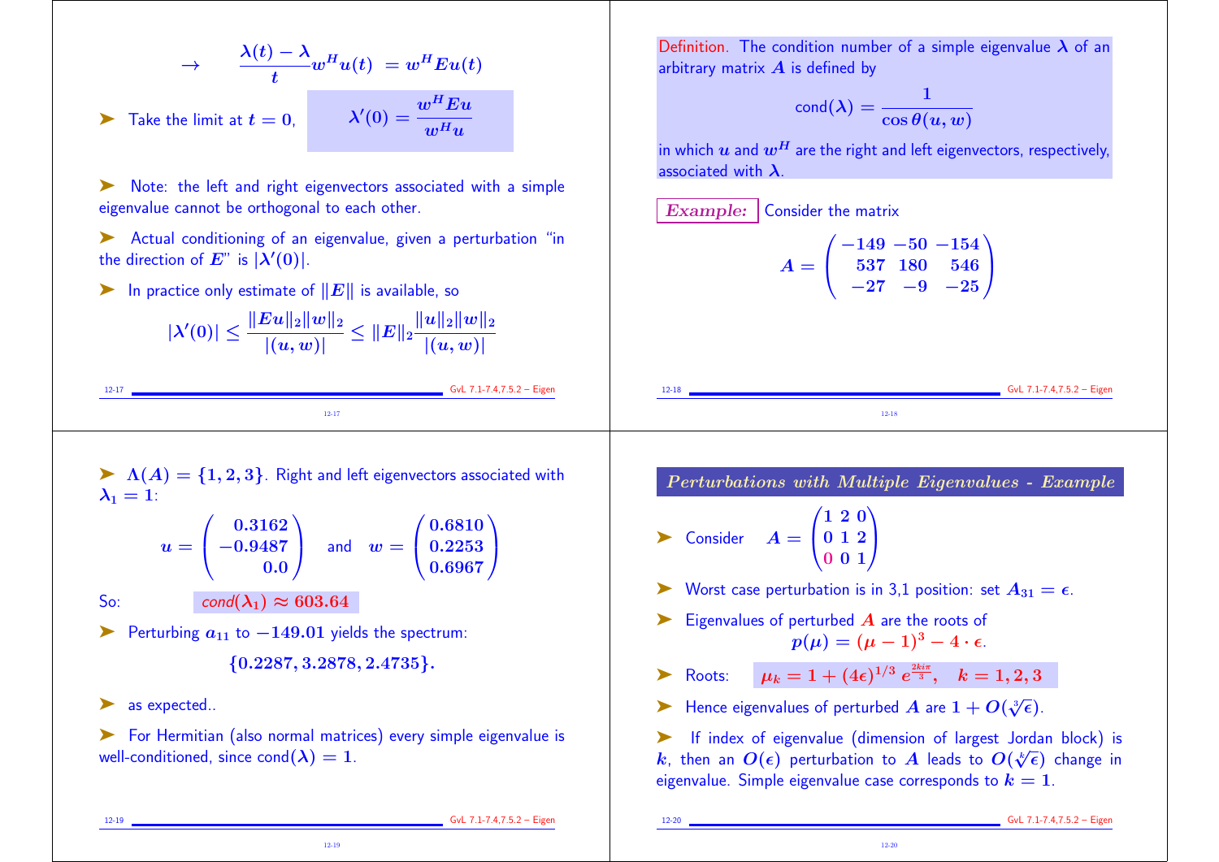$$\rightarrow \qquad \frac{\lambda(t) - \lambda}{t} w^H u(t) \; = w^H E u(t)$$

➤ Take the limit at $t = 0$,

$$\lambda'(0) = \frac{w^H E u}{w^H u}$$

➤ Note: the left and right eigenvectors associated with a simple eigenvalue cannot be orthogonal to each other.

➤ Actual conditioning of an eigenvalue, given a perturbation "in the direction of $E$" is $|\lambda'(0)|$.

➤ In practice only estimate of $\|E\|$ is available, so

$$|\lambda'(0)| \leq \frac{\|Eu\|_2 \|w\|_2}{|(u, w)|} \leq \|E\|_2 \frac{\|u\|_2 \|w\|_2}{|(u, w)|}$$

Definition. The condition number of a simple eigenvalue $\lambda$ of an arbitrary matrix $A$ is defined by

$$\text{cond}(\lambda) = \frac{1}{\cos\theta(u, w)}$$

in which $u$ and $w^H$ are the right and left eigenvectors, respectively, associated with $\lambda$.

*Example:* Consider the matrix

$$A = \begin{pmatrix} -149 & -50 & -154 \\ 537 & 180 & 546 \\ -27 & -9 & -25 \end{pmatrix}$$

➤ $\Lambda(A) = \{1, 2, 3\}$. Right and left eigenvectors associated with $\lambda_1 = 1$:

$$u = \begin{pmatrix} 0.3162 \\ -0.9487 \\ 0.0 \end{pmatrix} \quad \text{and} \quad w = \begin{pmatrix} 0.6810 \\ 0.2253 \\ 0.6967 \end{pmatrix}$$

So: $\quad cond(\lambda_1) \approx 603.64$

➤ Perturbing $a_{11}$ to $-149.01$ yields the spectrum:

$$\{0.2287, 3.2878, 2.4735\}.$$

➤ as expected..

➤ For Hermitian (also normal matrices) every simple eigenvalue is well-conditioned, since $\text{cond}(\lambda) = 1$.

## Perturbations with Multiple Eigenvalues - Example

➤ Consider $\quad A = \begin{pmatrix} 1 & 2 & 0 \\ 0 & 1 & 2 \\ 0 & 0 & 1 \end{pmatrix}$

➤ Worst case perturbation is in 3,1 position: set $A_{31} = \epsilon$.

➤ Eigenvalues of perturbed $A$ are the roots of

$$p(\mu) = (\mu - 1)^3 - 4 \cdot \epsilon.$$

➤ Roots: $\quad \mu_k = 1 + (4\epsilon)^{1/3} \, e^{\frac{2ki\pi}{3}}, \quad k = 1, 2, 3$

➤ Hence eigenvalues of perturbed $A$ are $1 + O(\sqrt[3]{\epsilon})$.

➤ If index of eigenvalue (dimension of largest Jordan block) is $k$, then an $O(\epsilon)$ perturbation to $A$ leads to $O(\sqrt[k]{\epsilon})$ change in eigenvalue. Simple eigenvalue case corresponds to $k = 1$.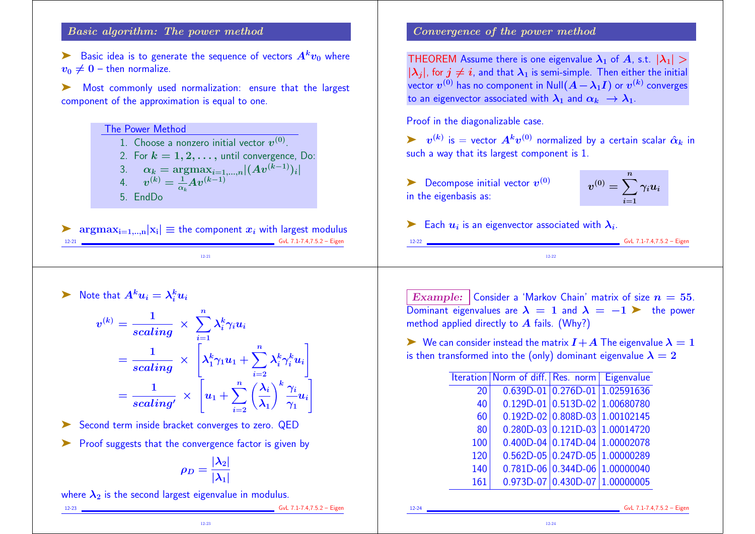## Basic algorithm: The power method

- Basic idea is to generate the sequence of vectors $A^k v_0$ where $v_0 \neq 0$ – then normalize.
- Most commonly used normalization: ensure that the largest component of the approximation is equal to one.

**The Power Method**

1. Choose a nonzero initial vector $v^{(0)}$.
2. For $k = 1, 2, \ldots,$ until convergence, Do:
3. $\quad \alpha_k = \text{argmax}_{i=1,\ldots,n} |(Av^{(k-1)})_i|$
4. $\quad v^{(k)} = \frac{1}{\alpha_k} A v^{(k-1)}$
5. EndDo

- $\text{argmax}_{i=1,..,n}|x_i| \equiv$ the component $x_i$ with largest modulus

## Convergence of the power method

THEOREM Assume there is one eigenvalue $\lambda_1$ of $A$, s.t. $|\lambda_1| > |\lambda_j|$, for $j \neq i$, and that $\lambda_1$ is semi-simple. Then either the initial vector $v^{(0)}$ has no component in Null$(A - \lambda_1 I)$ or $v^{(k)}$ converges to an eigenvector associated with $\lambda_1$ and $\alpha_k \to \lambda_1$.

Proof in the diagonalizable case.

- $v^{(k)}$ is = vector $A^k v^{(0)}$ normalized by a certain scalar $\hat{\alpha}_k$ in such a way that its largest component is 1.
- Decompose initial vector $v^{(0)}$ in the eigenbasis as:

$$v^{(0)} = \sum_{i=1}^{n} \gamma_i u_i$$

- Each $u_i$ is an eigenvector associated with $\lambda_i$.

---

- Note that $A^k u_i = \lambda_i^k u_i$

$$
\begin{aligned}
v^{(k)} &= \frac{1}{scaling} \times \sum_{i=1}^{n} \lambda_i^k \gamma_i u_i \\
&= \frac{1}{scaling} \times \left[ \lambda_1^k \gamma_1 u_1 + \sum_{i=2}^{n} \lambda_i^k \gamma_i^k u_i \right] \\
&= \frac{1}{scaling'} \times \left[ u_1 + \sum_{i=2}^{n} \left( \frac{\lambda_i}{\lambda_1} \right)^k \frac{\gamma_i}{\gamma_1} u_i \right]
\end{aligned}
$$

- Second term inside bracket converges to zero. QED
- Proof suggests that the convergence factor is given by

$$\rho_D = \frac{|\lambda_2|}{|\lambda_1|}$$

where $\lambda_2$ is the second largest eigenvalue in modulus.

---

***Example:*** Consider a 'Markov Chain' matrix of size $n = 55$. Dominant eigenvalues are $\lambda = 1$ and $\lambda = -1$ ➤ the power method applied directly to $A$ fails. (Why?)

- We can consider instead the matrix $I + A$ The eigenvalue $\lambda = 1$ is then transformed into the (only) dominant eigenvalue $\lambda = 2$

| Iteration | Norm of diff. | Res. norm | Eigenvalue |
|---|---|---|---|
| 20 | 0.639D-01 | 0.276D-01 | 1.02591636 |
| 40 | 0.129D-01 | 0.513D-02 | 1.00680780 |
| 60 | 0.192D-02 | 0.808D-03 | 1.00102145 |
| 80 | 0.280D-03 | 0.121D-03 | 1.00014720 |
| 100 | 0.400D-04 | 0.174D-04 | 1.00002078 |
| 120 | 0.562D-05 | 0.247D-05 | 1.00000289 |
| 140 | 0.781D-06 | 0.344D-06 | 1.00000040 |
| 161 | 0.973D-07 | 0.430D-07 | 1.00000005 |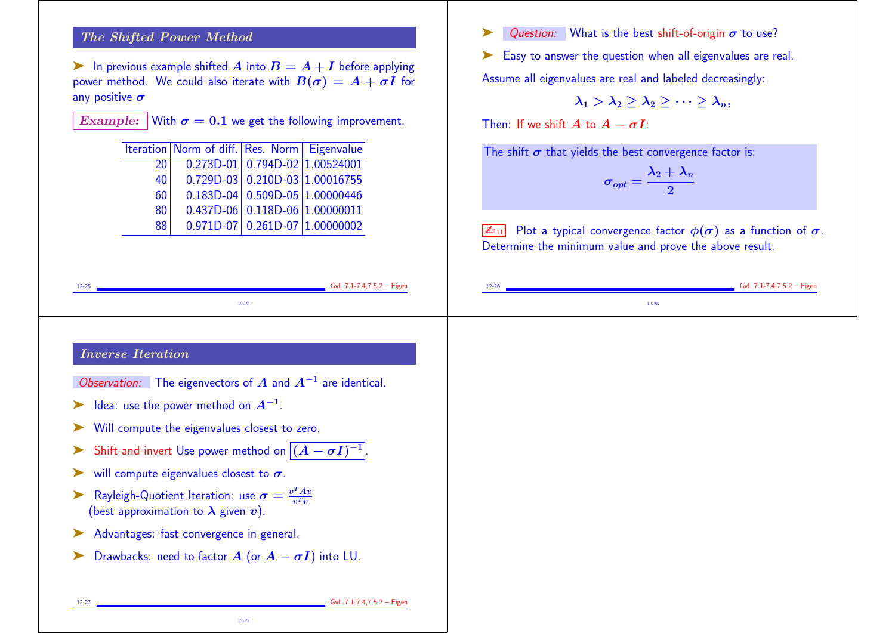## The Shifted Power Method

➤ In previous example shifted $A$ into $B = A + I$ before applying power method. We could also iterate with $B(\sigma) = A + \sigma I$ for any positive $\sigma$

**Example:** With $\sigma = 0.1$ we get the following improvement.

| Iteration | Norm of diff. | Res. Norm | Eigenvalue |
|---|---|---|---|
| 20 | 0.273D-01 | 0.794D-02 | 1.00524001 |
| 40 | 0.729D-03 | 0.210D-03 | 1.00016755 |
| 60 | 0.183D-04 | 0.509D-05 | 1.00000446 |
| 80 | 0.437D-06 | 0.118D-06 | 1.00000011 |
| 88 | 0.971D-07 | 0.261D-07 | 1.00000002 |

➤ *Question:* What is the best shift-of-origin $\sigma$ to use?

➤ Easy to answer the question when all eigenvalues are real.

Assume all eigenvalues are real and labeled decreasingly:

$$\lambda_1 > \lambda_2 \geq \lambda_2 \geq \cdots \geq \lambda_n,$$

Then: If we shift $A$ to $A - \sigma I$:

The shift $\sigma$ that yields the best convergence factor is:

$$\sigma_{opt} = \frac{\lambda_2 + \lambda_n}{2}$$

✍11 Plot a typical convergence factor $\phi(\sigma)$ as a function of $\sigma$. Determine the minimum value and prove the above result.

## Inverse Iteration

*Observation:* The eigenvectors of $A$ and $A^{-1}$ are identical.

➤ Idea: use the power method on $A^{-1}$.

➤ Will compute the eigenvalues closest to zero.

➤ Shift-and-invert Use power method on $(A - \sigma I)^{-1}$.

➤ will compute eigenvalues closest to $\sigma$.

➤ Rayleigh-Quotient Iteration: use $\sigma = \frac{v^T A v}{v^T v}$ (best approximation to $\lambda$ given $v$).

➤ Advantages: fast convergence in general.

➤ Drawbacks: need to factor $A$ (or $A - \sigma I$) into LU.